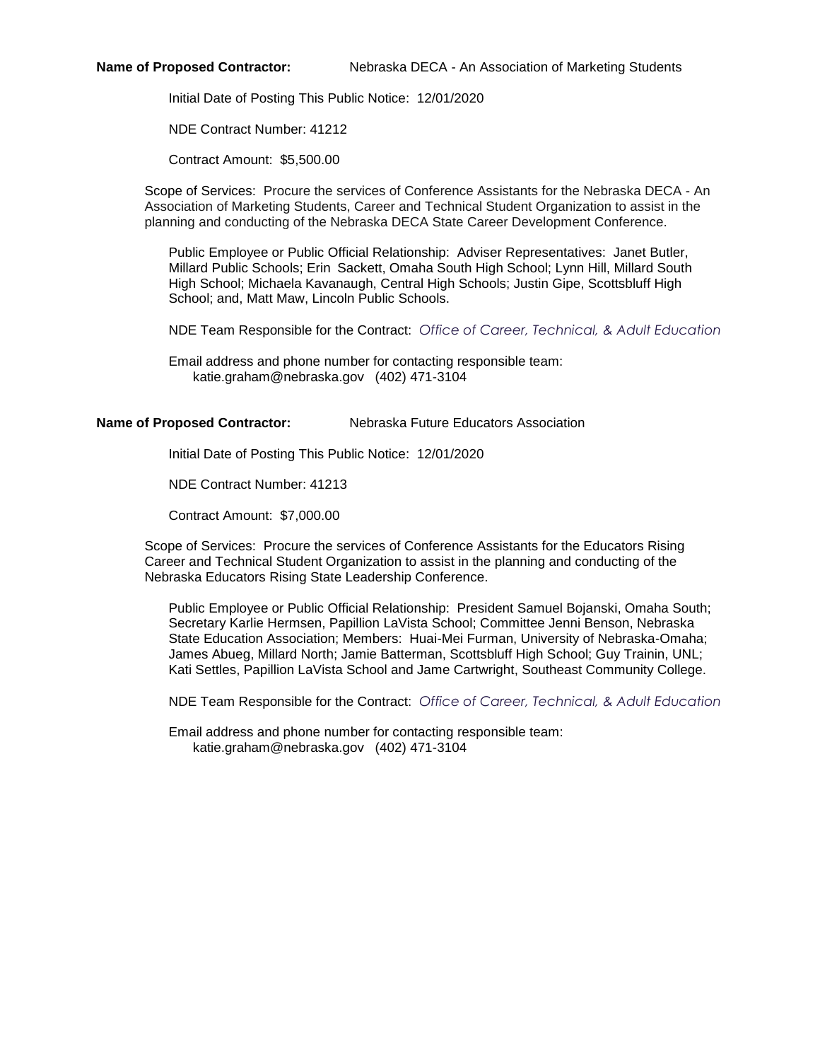**Name of Proposed Contractor:** Nebraska DECA - An Association of Marketing Students

Initial Date of Posting This Public Notice: 12/01/2020

NDE Contract Number: 41212

Contract Amount: $5,500.00

Scope of Services: Procure the services of Conference Assistants for the Nebraska DECA - An Association of Marketing Students, Career and Technical Student Organization to assist in the planning and conducting of the Nebraska DECA State Career Development Conference.

Public Employee or Public Official Relationship: Adviser Representatives: Janet Butler, Millard Public Schools; Erin Sackett, Omaha South High School; Lynn Hill, Millard South High School; Michaela Kavanaugh, Central High Schools; Justin Gipe, Scottsbluff High School; and, Matt Maw, Lincoln Public Schools.

NDE Team Responsible for the Contract: *Office of Career, Technical, & Adult Education*

Email address and phone number for contacting responsible team:
katie.graham@nebraska.gov (402) 471-3104

**Name of Proposed Contractor:** Nebraska Future Educators Association

Initial Date of Posting This Public Notice: 12/01/2020

NDE Contract Number: 41213

Contract Amount: $7,000.00

Scope of Services: Procure the services of Conference Assistants for the Educators Rising Career and Technical Student Organization to assist in the planning and conducting of the Nebraska Educators Rising State Leadership Conference.

Public Employee or Public Official Relationship: President Samuel Bojanski, Omaha South; Secretary Karlie Hermsen, Papillion LaVista School; Committee Jenni Benson, Nebraska State Education Association; Members: Huai-Mei Furman, University of Nebraska-Omaha; James Abueg, Millard North; Jamie Batterman, Scottsbluff High School; Guy Trainin, UNL; Kati Settles, Papillion LaVista School and Jame Cartwright, Southeast Community College.

NDE Team Responsible for the Contract: *Office of Career, Technical, & Adult Education*

Email address and phone number for contacting responsible team:
katie.graham@nebraska.gov (402) 471-3104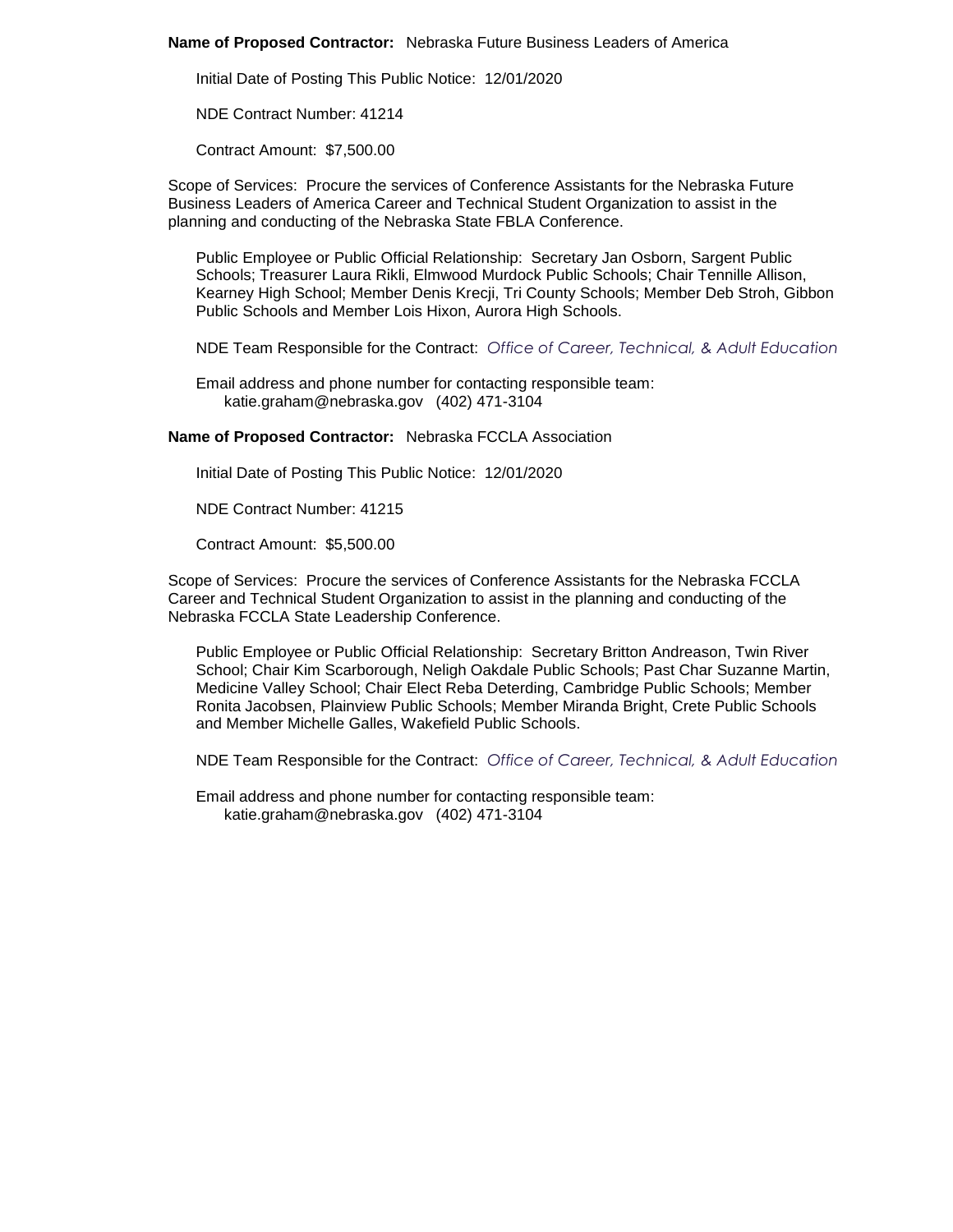**Name of Proposed Contractor:** Nebraska Future Business Leaders of America

Initial Date of Posting This Public Notice: 12/01/2020

NDE Contract Number: 41214

Contract Amount: $7,500.00

Scope of Services: Procure the services of Conference Assistants for the Nebraska Future Business Leaders of America Career and Technical Student Organization to assist in the planning and conducting of the Nebraska State FBLA Conference.

Public Employee or Public Official Relationship: Secretary Jan Osborn, Sargent Public Schools; Treasurer Laura Rikli, Elmwood Murdock Public Schools; Chair Tennille Allison, Kearney High School; Member Denis Krecji, Tri County Schools; Member Deb Stroh, Gibbon Public Schools and Member Lois Hixon, Aurora High Schools.

NDE Team Responsible for the Contract: *Office of Career, Technical, & Adult Education*

Email address and phone number for contacting responsible team:
katie.graham@nebraska.gov (402) 471-3104

**Name of Proposed Contractor:** Nebraska FCCLA Association

Initial Date of Posting This Public Notice: 12/01/2020

NDE Contract Number: 41215

Contract Amount: $5,500.00

Scope of Services: Procure the services of Conference Assistants for the Nebraska FCCLA Career and Technical Student Organization to assist in the planning and conducting of the Nebraska FCCLA State Leadership Conference.

Public Employee or Public Official Relationship: Secretary Britton Andreason, Twin River School; Chair Kim Scarborough, Neligh Oakdale Public Schools; Past Char Suzanne Martin, Medicine Valley School; Chair Elect Reba Deterding, Cambridge Public Schools; Member Ronita Jacobsen, Plainview Public Schools; Member Miranda Bright, Crete Public Schools and Member Michelle Galles, Wakefield Public Schools.

NDE Team Responsible for the Contract: *Office of Career, Technical, & Adult Education*

Email address and phone number for contacting responsible team:
katie.graham@nebraska.gov (402) 471-3104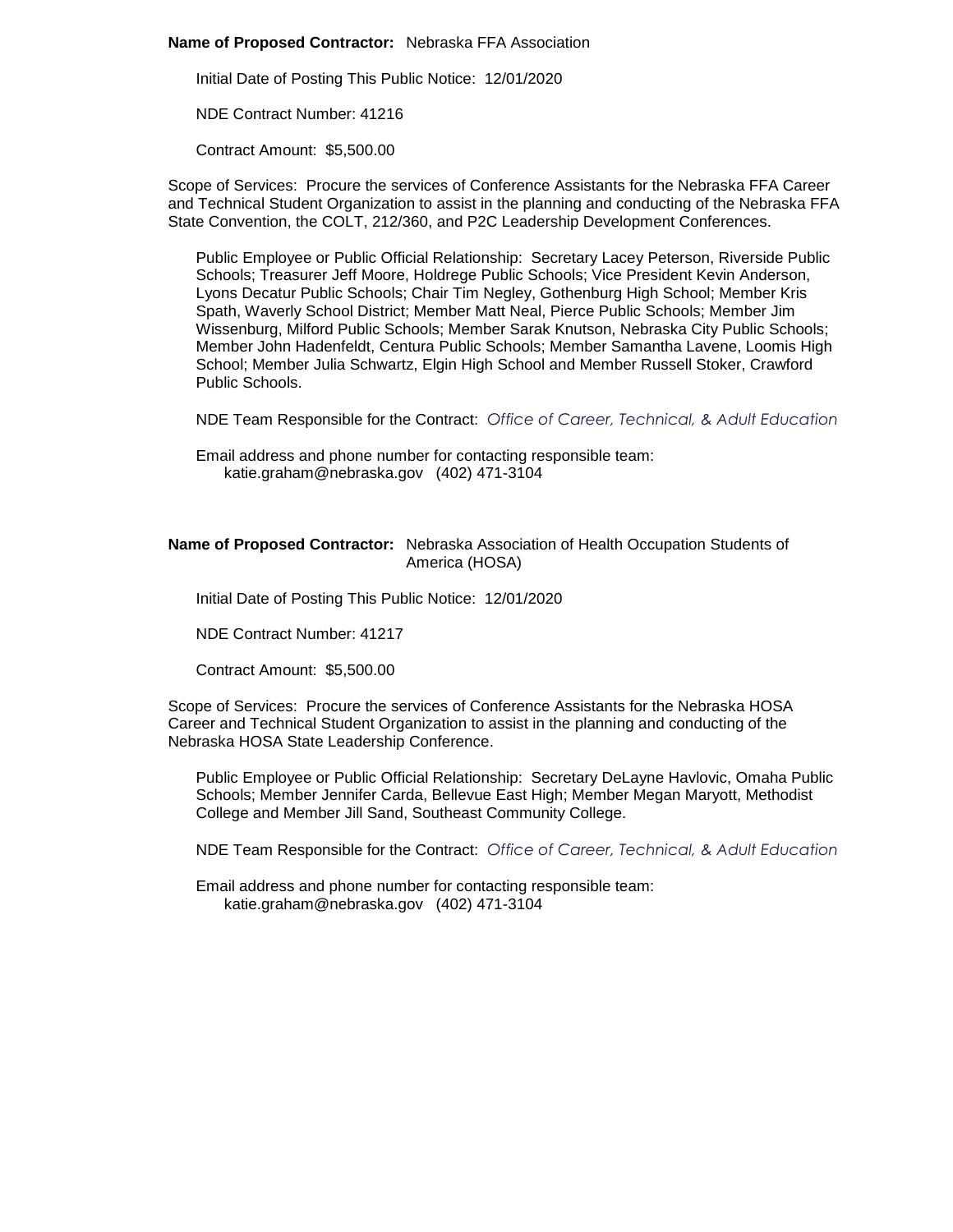**Name of Proposed Contractor:** Nebraska FFA Association

Initial Date of Posting This Public Notice: 12/01/2020

NDE Contract Number: 41216

Contract Amount: $5,500.00

Scope of Services: Procure the services of Conference Assistants for the Nebraska FFA Career and Technical Student Organization to assist in the planning and conducting of the Nebraska FFA State Convention, the COLT, 212/360, and P2C Leadership Development Conferences.

Public Employee or Public Official Relationship: Secretary Lacey Peterson, Riverside Public Schools; Treasurer Jeff Moore, Holdrege Public Schools; Vice President Kevin Anderson, Lyons Decatur Public Schools; Chair Tim Negley, Gothenburg High School; Member Kris Spath, Waverly School District; Member Matt Neal, Pierce Public Schools; Member Jim Wissenburg, Milford Public Schools; Member Sarak Knutson, Nebraska City Public Schools; Member John Hadenfeldt, Centura Public Schools; Member Samantha Lavene, Loomis High School; Member Julia Schwartz, Elgin High School and Member Russell Stoker, Crawford Public Schools.

NDE Team Responsible for the Contract: *Office of Career, Technical, & Adult Education*

Email address and phone number for contacting responsible team:
katie.graham@nebraska.gov (402) 471-3104

**Name of Proposed Contractor:** Nebraska Association of Health Occupation Students of America (HOSA)

Initial Date of Posting This Public Notice: 12/01/2020

NDE Contract Number: 41217

Contract Amount: $5,500.00

Scope of Services: Procure the services of Conference Assistants for the Nebraska HOSA Career and Technical Student Organization to assist in the planning and conducting of the Nebraska HOSA State Leadership Conference.

Public Employee or Public Official Relationship: Secretary DeLayne Havlovic, Omaha Public Schools; Member Jennifer Carda, Bellevue East High; Member Megan Maryott, Methodist College and Member Jill Sand, Southeast Community College.

NDE Team Responsible for the Contract: *Office of Career, Technical, & Adult Education*

Email address and phone number for contacting responsible team:
katie.graham@nebraska.gov (402) 471-3104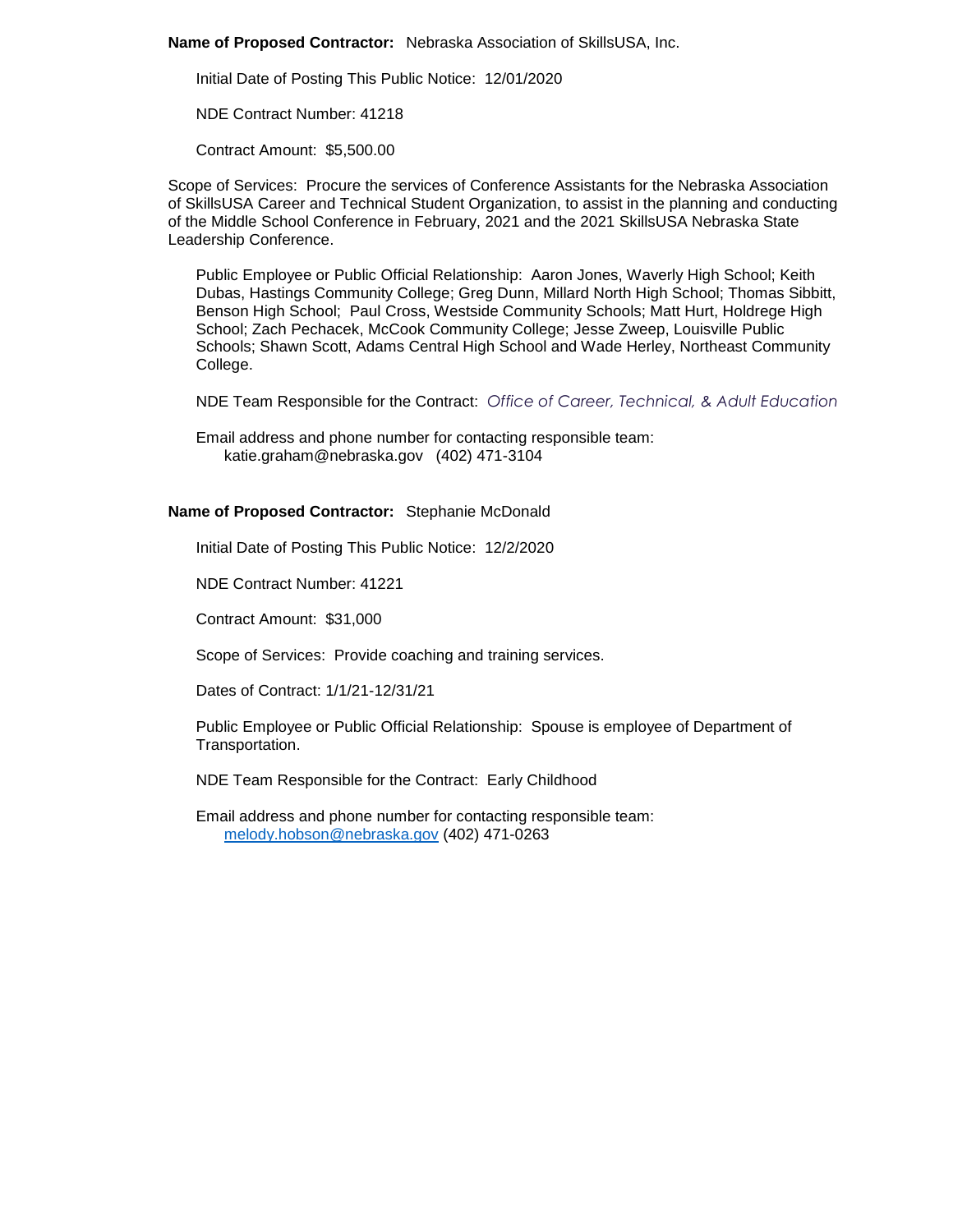**Name of Proposed Contractor:** Nebraska Association of SkillsUSA, Inc.

Initial Date of Posting This Public Notice: 12/01/2020

NDE Contract Number: 41218

Contract Amount: $5,500.00

Scope of Services: Procure the services of Conference Assistants for the Nebraska Association of SkillsUSA Career and Technical Student Organization, to assist in the planning and conducting of the Middle School Conference in February, 2021 and the 2021 SkillsUSA Nebraska State Leadership Conference.

Public Employee or Public Official Relationship: Aaron Jones, Waverly High School; Keith Dubas, Hastings Community College; Greg Dunn, Millard North High School; Thomas Sibbitt, Benson High School; Paul Cross, Westside Community Schools; Matt Hurt, Holdrege High School; Zach Pechacek, McCook Community College; Jesse Zweep, Louisville Public Schools; Shawn Scott, Adams Central High School and Wade Herley, Northeast Community College.

NDE Team Responsible for the Contract: *Office of Career, Technical, & Adult Education*

Email address and phone number for contacting responsible team:
katie.graham@nebraska.gov (402) 471-3104

**Name of Proposed Contractor:** Stephanie McDonald

Initial Date of Posting This Public Notice: 12/2/2020

NDE Contract Number: 41221

Contract Amount: $31,000

Scope of Services: Provide coaching and training services.

Dates of Contract: 1/1/21-12/31/21

Public Employee or Public Official Relationship: Spouse is employee of Department of Transportation.

NDE Team Responsible for the Contract: Early Childhood

Email address and phone number for contacting responsible team:
melody.hobson@nebraska.gov (402) 471-0263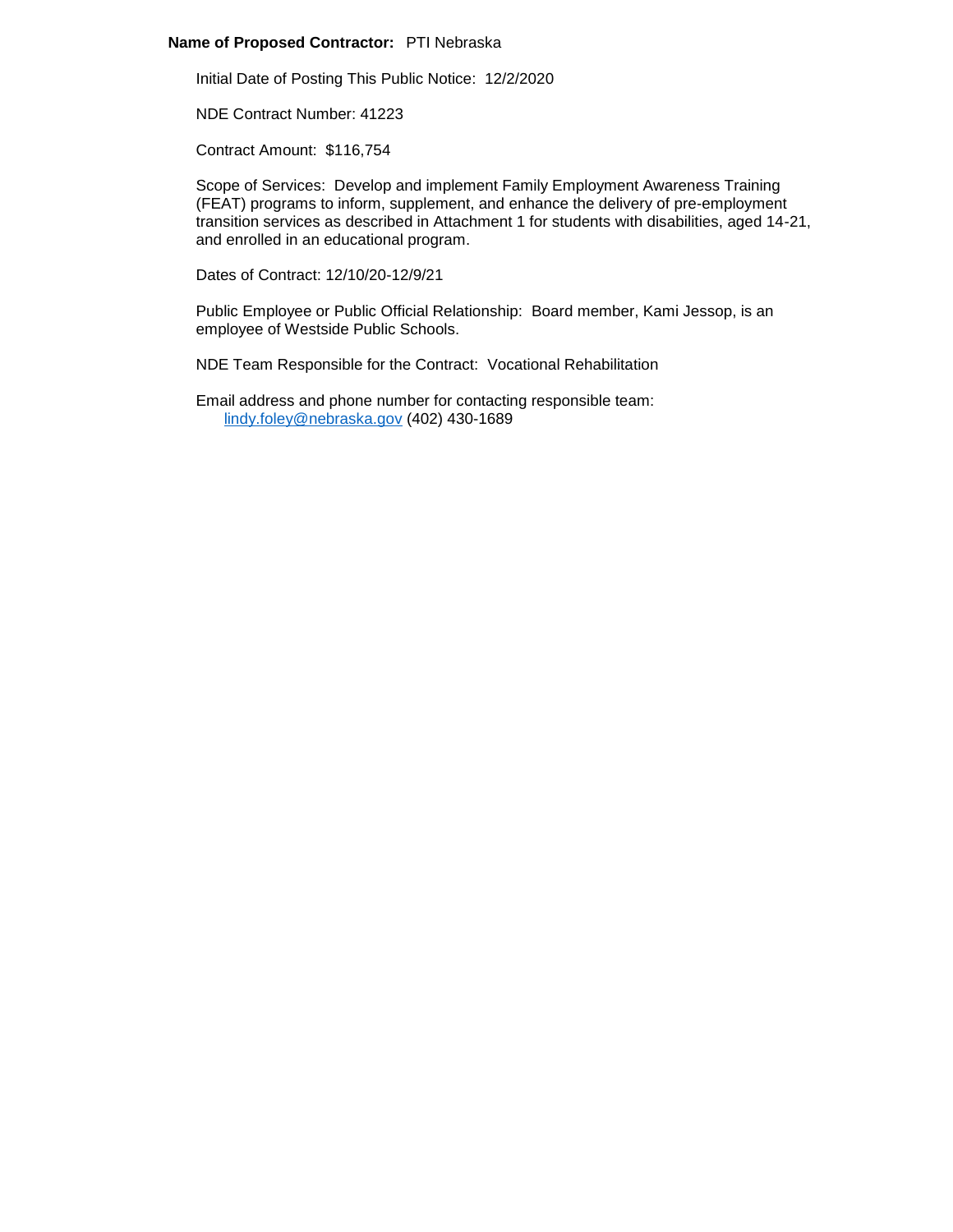**Name of Proposed Contractor:** PTI Nebraska

Initial Date of Posting This Public Notice: 12/2/2020

NDE Contract Number: 41223

Contract Amount: $116,754

Scope of Services: Develop and implement Family Employment Awareness Training (FEAT) programs to inform, supplement, and enhance the delivery of pre-employment transition services as described in Attachment 1 for students with disabilities, aged 14-21, and enrolled in an educational program.

Dates of Contract: 12/10/20-12/9/21

Public Employee or Public Official Relationship: Board member, Kami Jessop, is an employee of Westside Public Schools.

NDE Team Responsible for the Contract: Vocational Rehabilitation

Email address and phone number for contacting responsible team:
[lindy.foley@nebraska.gov](mailto:lindy.foley@nebraska.gov) (402) 430-1689